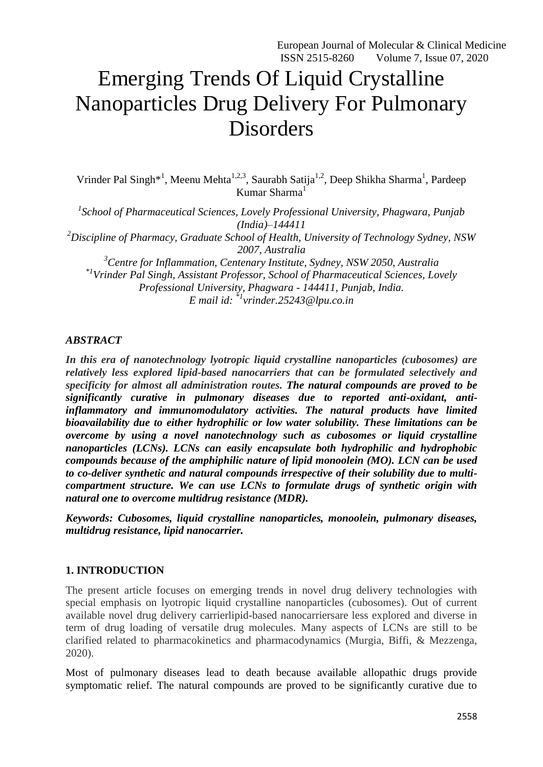# Emerging Trends Of Liquid Crystalline Nanoparticles Drug Delivery For Pulmonary Disorders

Vrinder Pal Singh*[1], Meenu Mehta[1,2,3], Saurabh Satija[1,2], Deep Shikha Sharma[1], Pardeep Kumar Sharma[1]

*[1]School of Pharmaceutical Sciences, Lovely Professional University, Phagwara, Punjab (India)–144411*
*[2]Discipline of Pharmacy, Graduate School of Health, University of Technology Sydney, NSW 2007, Australia*
*[3]Centre for Inflammation, Centenary Institute, Sydney, NSW 2050, Australia*
*[*1]Vrinder Pal Singh, Assistant Professor, School of Pharmaceutical Sciences, Lovely Professional University, Phagwara - 144411, Punjab, India.*
*E mail id: [*1]vrinder.25243@lpu.co.in*

### ABSTRACT

***In this era of nanotechnology lyotropic liquid crystalline nanoparticles (cubosomes) are relatively less explored lipid-based nanocarriers that can be formulated selectively and specificity for almost all administration routes. The natural compounds are proved to be significantly curative in pulmonary diseases due to reported anti-oxidant, anti-inflammatory and immunomodulatory activities. The natural products have limited bioavailability due to either hydrophilic or low water solubility. These limitations can be overcome by using a novel nanotechnology such as cubosomes or liquid crystalline nanoparticles (LCNs). LCNs can easily encapsulate both hydrophilic and hydrophobic compounds because of the amphiphilic nature of lipid monoolein (MO). LCN can be used to co-deliver synthetic and natural compounds irrespective of their solubility due to multi-compartment structure. We can use LCNs to formulate drugs of synthetic origin with natural one to overcome multidrug resistance (MDR).***

***Keywords: Cubosomes, liquid crystalline nanoparticles, monoolein, pulmonary diseases, multidrug resistance, lipid nanocarrier.***

## 1. INTRODUCTION

The present article focuses on emerging trends in novel drug delivery technologies with special emphasis on lyotropic liquid crystalline nanoparticles (cubosomes). Out of current available novel drug delivery carrierlipid-based nanocarriersare less explored and diverse in term of drug loading of versatile drug molecules. Many aspects of LCNs are still to be clarified related to pharmacokinetics and pharmacodynamics (Murgia, Biffi, & Mezzenga, 2020).

Most of pulmonary diseases lead to death because available allopathic drugs provide symptomatic relief. The natural compounds are proved to be significantly curative due to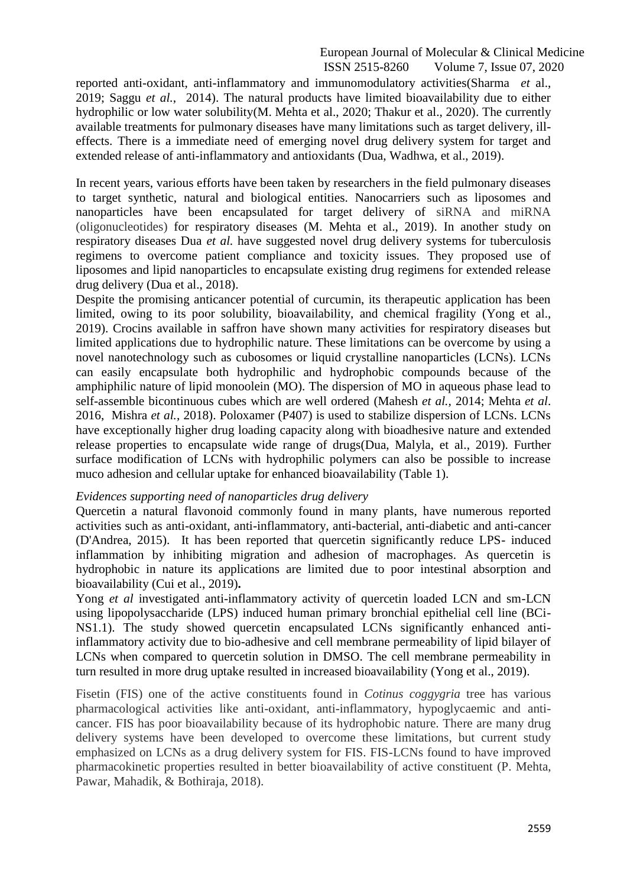reported anti-oxidant, anti-inflammatory and immunomodulatory activities(Sharma *et* al., 2019; Saggu *et al.*, 2014). The natural products have limited bioavailability due to either hydrophilic or low water solubility(M. Mehta et al., 2020; Thakur et al., 2020). The currently available treatments for pulmonary diseases have many limitations such as target delivery, ill-effects. There is a immediate need of emerging novel drug delivery system for target and extended release of anti-inflammatory and antioxidants (Dua, Wadhwa, et al., 2019).

In recent years, various efforts have been taken by researchers in the field pulmonary diseases to target synthetic, natural and biological entities. Nanocarriers such as liposomes and nanoparticles have been encapsulated for target delivery of siRNA and miRNA (oligonucleotides) for respiratory diseases (M. Mehta et al., 2019). In another study on respiratory diseases Dua *et al.* have suggested novel drug delivery systems for tuberculosis regimens to overcome patient compliance and toxicity issues. They proposed use of liposomes and lipid nanoparticles to encapsulate existing drug regimens for extended release drug delivery (Dua et al., 2018).

Despite the promising anticancer potential of curcumin, its therapeutic application has been limited, owing to its poor solubility, bioavailability, and chemical fragility (Yong et al., 2019). Crocins available in saffron have shown many activities for respiratory diseases but limited applications due to hydrophilic nature. These limitations can be overcome by using a novel nanotechnology such as cubosomes or liquid crystalline nanoparticles (LCNs). LCNs can easily encapsulate both hydrophilic and hydrophobic compounds because of the amphiphilic nature of lipid monoolein (MO). The dispersion of MO in aqueous phase lead to self-assemble bicontinuous cubes which are well ordered (Mahesh *et al.*, 2014; Mehta *et al*. 2016, Mishra *et al.*, 2018). Poloxamer (P407) is used to stabilize dispersion of LCNs. LCNs have exceptionally higher drug loading capacity along with bioadhesive nature and extended release properties to encapsulate wide range of drugs(Dua, Malyla, et al., 2019). Further surface modification of LCNs with hydrophilic polymers can also be possible to increase muco adhesion and cellular uptake for enhanced bioavailability (Table 1).

*Evidences supporting need of nanoparticles drug delivery*

Quercetin a natural flavonoid commonly found in many plants, have numerous reported activities such as anti-oxidant, anti-inflammatory, anti-bacterial, anti-diabetic and anti-cancer (D'Andrea, 2015). It has been reported that quercetin significantly reduce LPS- induced inflammation by inhibiting migration and adhesion of macrophages. As quercetin is hydrophobic in nature its applications are limited due to poor intestinal absorption and bioavailability (Cui et al., 2019)**.**

Yong *et al* investigated anti-inflammatory activity of quercetin loaded LCN and sm-LCN using lipopolysaccharide (LPS) induced human primary bronchial epithelial cell line (BCi-NS1.1). The study showed quercetin encapsulated LCNs significantly enhanced anti-inflammatory activity due to bio-adhesive and cell membrane permeability of lipid bilayer of LCNs when compared to quercetin solution in DMSO. The cell membrane permeability in turn resulted in more drug uptake resulted in increased bioavailability (Yong et al., 2019).

Fisetin (FIS) one of the active constituents found in *Cotinus coggygria* tree has various pharmacological activities like anti-oxidant, anti-inflammatory, hypoglycaemic and anti-cancer. FIS has poor bioavailability because of its hydrophobic nature. There are many drug delivery systems have been developed to overcome these limitations, but current study emphasized on LCNs as a drug delivery system for FIS. FIS-LCNs found to have improved pharmacokinetic properties resulted in better bioavailability of active constituent (P. Mehta, Pawar, Mahadik, & Bothiraja, 2018).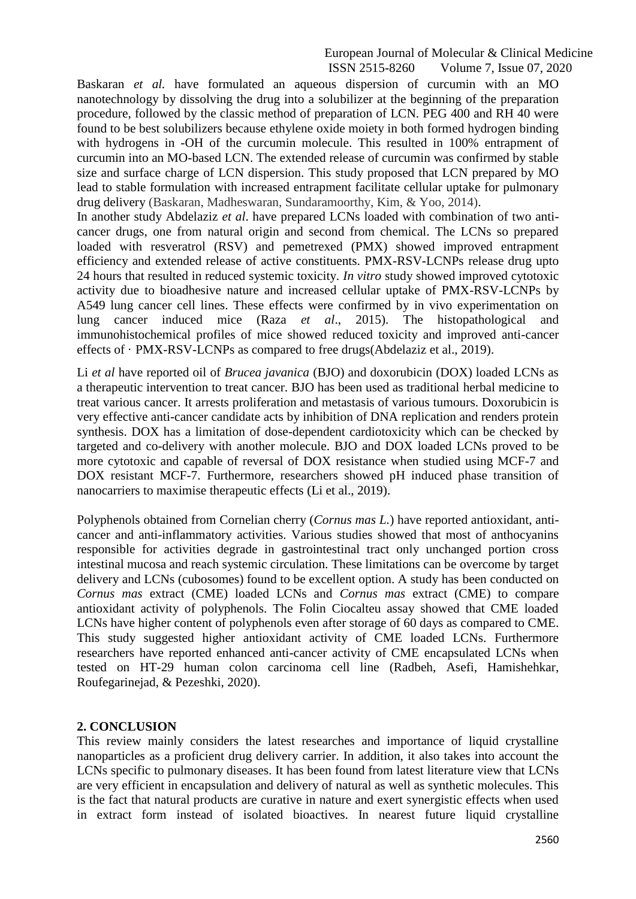Baskaran *et al.* have formulated an aqueous dispersion of curcumin with an MO nanotechnology by dissolving the drug into a solubilizer at the beginning of the preparation procedure, followed by the classic method of preparation of LCN. PEG 400 and RH 40 were found to be best solubilizers because ethylene oxide moiety in both formed hydrogen binding with hydrogens in -OH of the curcumin molecule. This resulted in 100% entrapment of curcumin into an MO-based LCN. The extended release of curcumin was confirmed by stable size and surface charge of LCN dispersion. This study proposed that LCN prepared by MO lead to stable formulation with increased entrapment facilitate cellular uptake for pulmonary drug delivery (Baskaran, Madheswaran, Sundaramoorthy, Kim, & Yoo, 2014).
In another study Abdelaziz *et al*. have prepared LCNs loaded with combination of two anti-cancer drugs, one from natural origin and second from chemical. The LCNs so prepared loaded with resveratrol (RSV) and pemetrexed (PMX) showed improved entrapment efficiency and extended release of active constituents. PMX-RSV-LCNPs release drug upto 24 hours that resulted in reduced systemic toxicity. *In vitro* study showed improved cytotoxic activity due to bioadhesive nature and increased cellular uptake of PMX-RSV-LCNPs by A549 lung cancer cell lines. These effects were confirmed by in vivo experimentation on lung cancer induced mice (Raza *et al*., 2015). The histopathological and immunohistochemical profiles of mice showed reduced toxicity and improved anti-cancer effects of · PMX-RSV-LCNPs as compared to free drugs(Abdelaziz et al., 2019).

Li *et al* have reported oil of *Brucea javanica* (BJO) and doxorubicin (DOX) loaded LCNs as a therapeutic intervention to treat cancer. BJO has been used as traditional herbal medicine to treat various cancer. It arrests proliferation and metastasis of various tumours. Doxorubicin is very effective anti-cancer candidate acts by inhibition of DNA replication and renders protein synthesis. DOX has a limitation of dose-dependent cardiotoxicity which can be checked by targeted and co-delivery with another molecule. BJO and DOX loaded LCNs proved to be more cytotoxic and capable of reversal of DOX resistance when studied using MCF-7 and DOX resistant MCF-7. Furthermore, researchers showed pH induced phase transition of nanocarriers to maximise therapeutic effects (Li et al., 2019).

Polyphenols obtained from Cornelian cherry (*Cornus mas L.*) have reported antioxidant, anti-cancer and anti-inflammatory activities. Various studies showed that most of anthocyanins responsible for activities degrade in gastrointestinal tract only unchanged portion cross intestinal mucosa and reach systemic circulation. These limitations can be overcome by target delivery and LCNs (cubosomes) found to be excellent option. A study has been conducted on *Cornus mas* extract (CME) loaded LCNs and *Cornus mas* extract (CME) to compare antioxidant activity of polyphenols. The Folin Ciocalteu assay showed that CME loaded LCNs have higher content of polyphenols even after storage of 60 days as compared to CME. This study suggested higher antioxidant activity of CME loaded LCNs. Furthermore researchers have reported enhanced anti-cancer activity of CME encapsulated LCNs when tested on HT-29 human colon carcinoma cell line (Radbeh, Asefi, Hamishehkar, Roufegarinejad, & Pezeshki, 2020).

## 2. CONCLUSION

This review mainly considers the latest researches and importance of liquid crystalline nanoparticles as a proficient drug delivery carrier. In addition, it also takes into account the LCNs specific to pulmonary diseases. It has been found from latest literature view that LCNs are very efficient in encapsulation and delivery of natural as well as synthetic molecules. This is the fact that natural products are curative in nature and exert synergistic effects when used in extract form instead of isolated bioactives. In nearest future liquid crystalline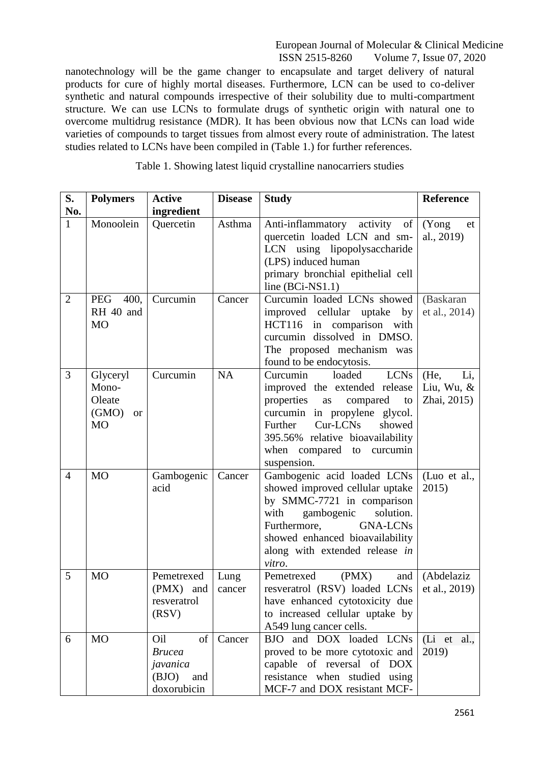nanotechnology will be the game changer to encapsulate and target delivery of natural products for cure of highly mortal diseases. Furthermore, LCN can be used to co-deliver synthetic and natural compounds irrespective of their solubility due to multi-compartment structure. We can use LCNs to formulate drugs of synthetic origin with natural one to overcome multidrug resistance (MDR). It has been obvious now that LCNs can load wide varieties of compounds to target tissues from almost every route of administration. The latest studies related to LCNs have been compiled in (Table 1.) for further references.

Table 1. Showing latest liquid crystalline nanocarriers studies

| S. No. | Polymers | Active ingredient | Disease | Study | Reference |
|---|---|---|---|---|---|
| 1 | Monoolein | Quercetin | Asthma | Anti-inflammatory activity of quercetin loaded LCN and sm-LCN using lipopolysaccharide (LPS) induced human primary bronchial epithelial cell line (BCi-NS1.1) | (Yong et al., 2019) |
| 2 | PEG 400, RH 40 and MO | Curcumin | Cancer | Curcumin loaded LCNs showed improved cellular uptake by HCT116 in comparison with curcumin dissolved in DMSO. The proposed mechanism was found to be endocytosis. | (Baskaran et al., 2014) |
| 3 | Glyceryl Mono-Oleate (GMO) or MO | Curcumin | NA | Curcumin loaded LCNs improved the extended release properties as compared to curcumin in propylene glycol. Further Cur-LCNs showed 395.56% relative bioavailability when compared to curcumin suspension. | (He, Li, Liu, Wu, & Zhai, 2015) |
| 4 | MO | Gambogenic acid | Cancer | Gambogenic acid loaded LCNs showed improved cellular uptake by SMMC-7721 in comparison with gambogenic solution. Furthermore, GNA-LCNs showed enhanced bioavailability along with extended release *in vitro*. | (Luo et al., 2015) |
| 5 | MO | Pemetrexed (PMX) and resveratrol (RSV) | Lung cancer | Pemetrexed (PMX) and resveratrol (RSV) loaded LCNs have enhanced cytotoxicity due to increased cellular uptake by A549 lung cancer cells. | (Abdelaziz et al., 2019) |
| 6 | MO | Oil of *Brucea javanica* (BJO) and doxorubicin | Cancer | BJO and DOX loaded LCNs proved to be more cytotoxic and capable of reversal of DOX resistance when studied using MCF-7 and DOX resistant MCF- | (Li et al., 2019) |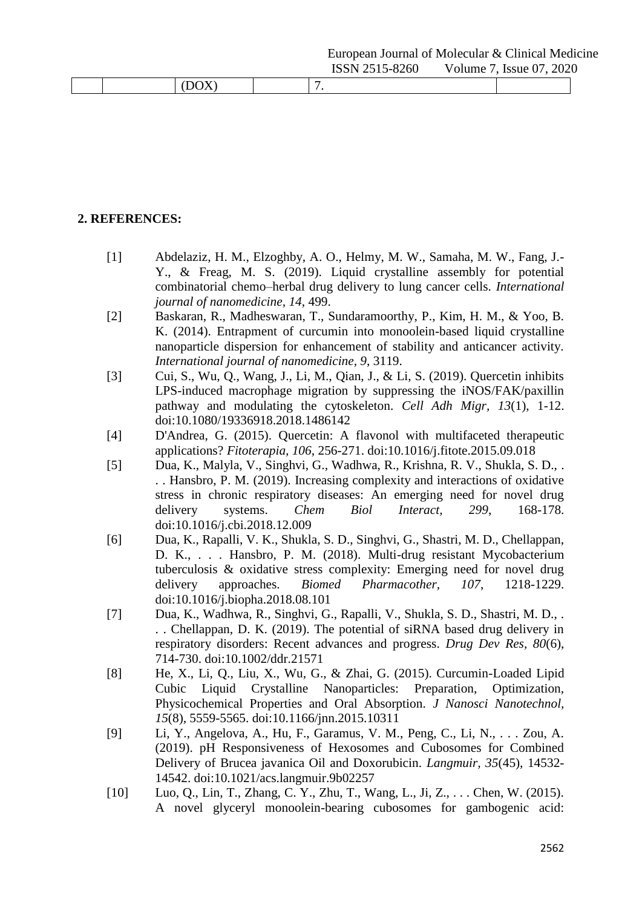| | | (DOX) | | 7. | |
|---|---|---|---|---|---|

## 2. REFERENCES:

[1] Abdelaziz, H. M., Elzoghby, A. O., Helmy, M. W., Samaha, M. W., Fang, J.-Y., & Freag, M. S. (2019). Liquid crystalline assembly for potential combinatorial chemo–herbal drug delivery to lung cancer cells. *International journal of nanomedicine, 14*, 499.

[2] Baskaran, R., Madheswaran, T., Sundaramoorthy, P., Kim, H. M., & Yoo, B. K. (2014). Entrapment of curcumin into monoolein-based liquid crystalline nanoparticle dispersion for enhancement of stability and anticancer activity. *International journal of nanomedicine, 9*, 3119.

[3] Cui, S., Wu, Q., Wang, J., Li, M., Qian, J., & Li, S. (2019). Quercetin inhibits LPS-induced macrophage migration by suppressing the iNOS/FAK/paxillin pathway and modulating the cytoskeleton. *Cell Adh Migr, 13*(1), 1-12. doi:10.1080/19336918.2018.1486142

[4] D'Andrea, G. (2015). Quercetin: A flavonol with multifaceted therapeutic applications? *Fitoterapia, 106*, 256-271. doi:10.1016/j.fitote.2015.09.018

[5] Dua, K., Malyla, V., Singhvi, G., Wadhwa, R., Krishna, R. V., Shukla, S. D., . . . Hansbro, P. M. (2019). Increasing complexity and interactions of oxidative stress in chronic respiratory diseases: An emerging need for novel drug delivery systems. *Chem Biol Interact, 299*, 168-178. doi:10.1016/j.cbi.2018.12.009

[6] Dua, K., Rapalli, V. K., Shukla, S. D., Singhvi, G., Shastri, M. D., Chellappan, D. K., . . . Hansbro, P. M. (2018). Multi-drug resistant Mycobacterium tuberculosis & oxidative stress complexity: Emerging need for novel drug delivery approaches. *Biomed Pharmacother, 107*, 1218-1229. doi:10.1016/j.biopha.2018.08.101

[7] Dua, K., Wadhwa, R., Singhvi, G., Rapalli, V., Shukla, S. D., Shastri, M. D., . . . Chellappan, D. K. (2019). The potential of siRNA based drug delivery in respiratory disorders: Recent advances and progress. *Drug Dev Res, 80*(6), 714-730. doi:10.1002/ddr.21571

[8] He, X., Li, Q., Liu, X., Wu, G., & Zhai, G. (2015). Curcumin-Loaded Lipid Cubic Liquid Crystalline Nanoparticles: Preparation, Optimization, Physicochemical Properties and Oral Absorption. *J Nanosci Nanotechnol, 15*(8), 5559-5565. doi:10.1166/jnn.2015.10311

[9] Li, Y., Angelova, A., Hu, F., Garamus, V. M., Peng, C., Li, N., . . . Zou, A. (2019). pH Responsiveness of Hexosomes and Cubosomes for Combined Delivery of Brucea javanica Oil and Doxorubicin. *Langmuir, 35*(45), 14532-14542. doi:10.1021/acs.langmuir.9b02257

[10] Luo, Q., Lin, T., Zhang, C. Y., Zhu, T., Wang, L., Ji, Z., . . . Chen, W. (2015). A novel glyceryl monoolein-bearing cubosomes for gambogenic acid: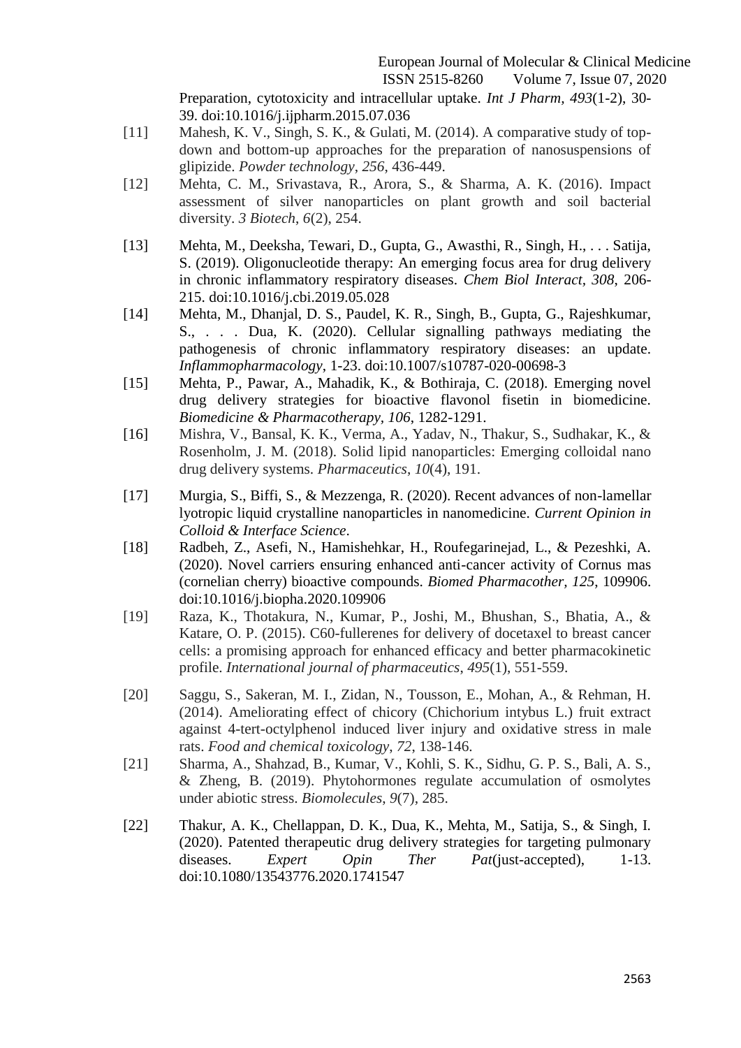Preparation, cytotoxicity and intracellular uptake. *Int J Pharm, 493*(1-2), 30-39. doi:10.1016/j.ijpharm.2015.07.036

[11] Mahesh, K. V., Singh, S. K., & Gulati, M. (2014). A comparative study of top-down and bottom-up approaches for the preparation of nanosuspensions of glipizide. *Powder technology*, *256*, 436-449.

[12] Mehta, C. M., Srivastava, R., Arora, S., & Sharma, A. K. (2016). Impact assessment of silver nanoparticles on plant growth and soil bacterial diversity. *3 Biotech*, *6*(2), 254.

[13] Mehta, M., Deeksha, Tewari, D., Gupta, G., Awasthi, R., Singh, H., . . . Satija, S. (2019). Oligonucleotide therapy: An emerging focus area for drug delivery in chronic inflammatory respiratory diseases. *Chem Biol Interact, 308*, 206-215. doi:10.1016/j.cbi.2019.05.028

[14] Mehta, M., Dhanjal, D. S., Paudel, K. R., Singh, B., Gupta, G., Rajeshkumar, S., . . . Dua, K. (2020). Cellular signalling pathways mediating the pathogenesis of chronic inflammatory respiratory diseases: an update. *Inflammopharmacology*, 1-23. doi:10.1007/s10787-020-00698-3

[15] Mehta, P., Pawar, A., Mahadik, K., & Bothiraja, C. (2018). Emerging novel drug delivery strategies for bioactive flavonol fisetin in biomedicine. *Biomedicine & Pharmacotherapy*, *106*, 1282-1291.

[16] Mishra, V., Bansal, K. K., Verma, A., Yadav, N., Thakur, S., Sudhakar, K., & Rosenholm, J. M. (2018). Solid lipid nanoparticles: Emerging colloidal nano drug delivery systems. *Pharmaceutics*, *10*(4), 191.

[17] Murgia, S., Biffi, S., & Mezzenga, R. (2020). Recent advances of non-lamellar lyotropic liquid crystalline nanoparticles in nanomedicine. *Current Opinion in Colloid & Interface Science*.

[18] Radbeh, Z., Asefi, N., Hamishehkar, H., Roufegarinejad, L., & Pezeshki, A. (2020). Novel carriers ensuring enhanced anti-cancer activity of Cornus mas (cornelian cherry) bioactive compounds. *Biomed Pharmacother, 125*, 109906. doi:10.1016/j.biopha.2020.109906

[19] Raza, K., Thotakura, N., Kumar, P., Joshi, M., Bhushan, S., Bhatia, A., & Katare, O. P. (2015). C60-fullerenes for delivery of docetaxel to breast cancer cells: a promising approach for enhanced efficacy and better pharmacokinetic profile. *International journal of pharmaceutics*, *495*(1), 551-559.

[20] Saggu, S., Sakeran, M. I., Zidan, N., Tousson, E., Mohan, A., & Rehman, H. (2014). Ameliorating effect of chicory (Chichorium intybus L.) fruit extract against 4-tert-octylphenol induced liver injury and oxidative stress in male rats. *Food and chemical toxicology*, *72*, 138-146.

[21] Sharma, A., Shahzad, B., Kumar, V., Kohli, S. K., Sidhu, G. P. S., Bali, A. S., & Zheng, B. (2019). Phytohormones regulate accumulation of osmolytes under abiotic stress. *Biomolecules*, *9*(7), 285.

[22] Thakur, A. K., Chellappan, D. K., Dua, K., Mehta, M., Satija, S., & Singh, I. (2020). Patented therapeutic drug delivery strategies for targeting pulmonary diseases. *Expert Opin Ther Pat*(just-accepted), 1-13. doi:10.1080/13543776.2020.1741547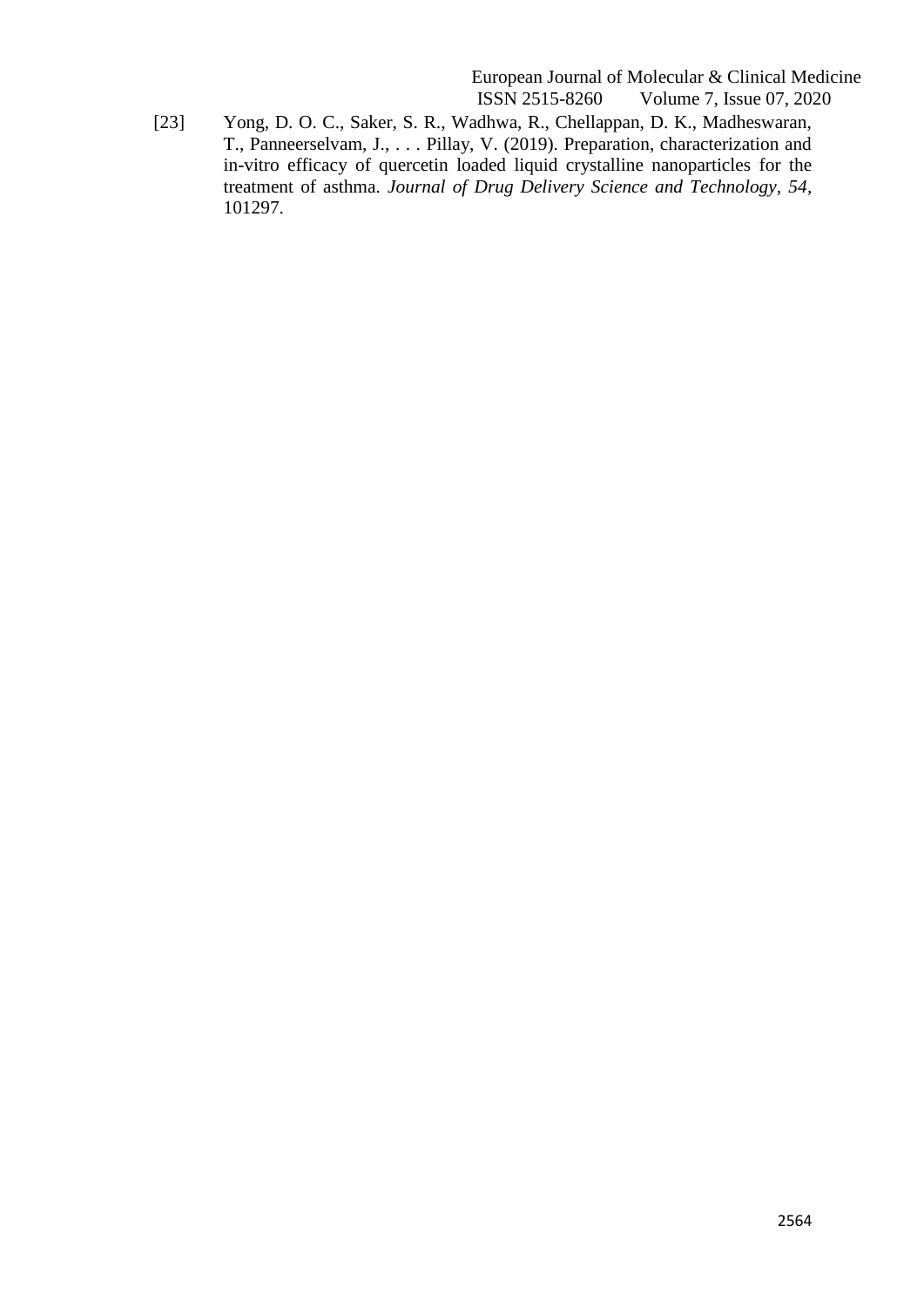[23] Yong, D. O. C., Saker, S. R., Wadhwa, R., Chellappan, D. K., Madheswaran, T., Panneerselvam, J., . . . Pillay, V. (2019). Preparation, characterization and in-vitro efficacy of quercetin loaded liquid crystalline nanoparticles for the treatment of asthma. *Journal of Drug Delivery Science and Technology*, *54*, 101297.